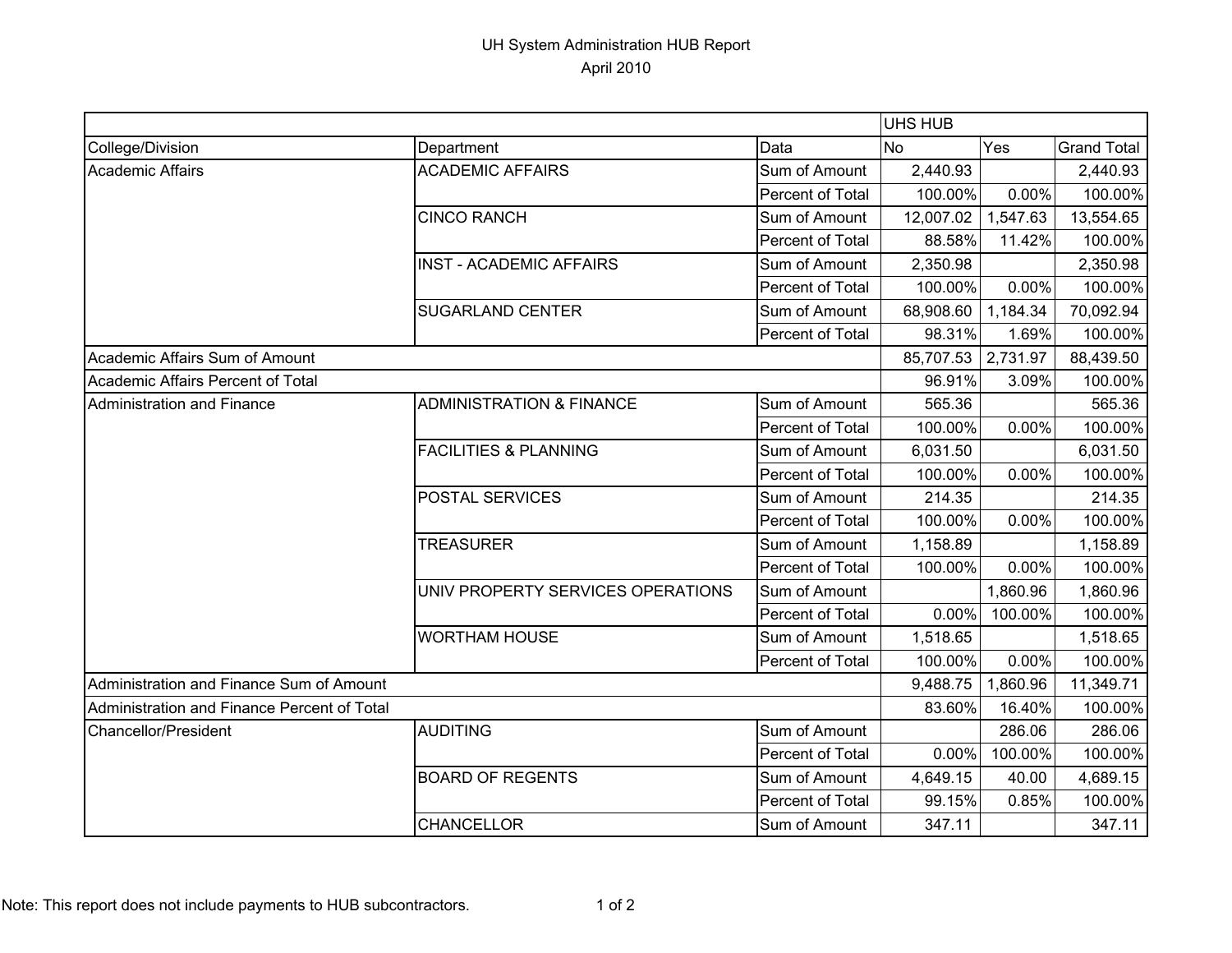# UH System Administration HUB Report

April 2010

| | | | UHS HUB | | |
|---|---|---|---|---|---|
| College/Division | Department | Data | No | Yes | Grand Total |
| Academic Affairs | ACADEMIC AFFAIRS | Sum of Amount | 2,440.93 | | 2,440.93 |
| | | Percent of Total | 100.00% | 0.00% | 100.00% |
| | CINCO RANCH | Sum of Amount | 12,007.02 | 1,547.63 | 13,554.65 |
| | | Percent of Total | 88.58% | 11.42% | 100.00% |
| | INST - ACADEMIC AFFAIRS | Sum of Amount | 2,350.98 | | 2,350.98 |
| | | Percent of Total | 100.00% | 0.00% | 100.00% |
| | SUGARLAND CENTER | Sum of Amount | 68,908.60 | 1,184.34 | 70,092.94 |
| | | Percent of Total | 98.31% | 1.69% | 100.00% |
| Academic Affairs Sum of Amount | | | 85,707.53 | 2,731.97 | 88,439.50 |
| Academic Affairs Percent of Total | | | 96.91% | 3.09% | 100.00% |
| Administration and Finance | ADMINISTRATION & FINANCE | Sum of Amount | 565.36 | | 565.36 |
| | | Percent of Total | 100.00% | 0.00% | 100.00% |
| | FACILITIES & PLANNING | Sum of Amount | 6,031.50 | | 6,031.50 |
| | | Percent of Total | 100.00% | 0.00% | 100.00% |
| | POSTAL SERVICES | Sum of Amount | 214.35 | | 214.35 |
| | | Percent of Total | 100.00% | 0.00% | 100.00% |
| | TREASURER | Sum of Amount | 1,158.89 | | 1,158.89 |
| | | Percent of Total | 100.00% | 0.00% | 100.00% |
| | UNIV PROPERTY SERVICES OPERATIONS | Sum of Amount | | 1,860.96 | 1,860.96 |
| | | Percent of Total | 0.00% | 100.00% | 100.00% |
| | WORTHAM HOUSE | Sum of Amount | 1,518.65 | | 1,518.65 |
| | | Percent of Total | 100.00% | 0.00% | 100.00% |
| Administration and Finance Sum of Amount | | | 9,488.75 | 1,860.96 | 11,349.71 |
| Administration and Finance Percent of Total | | | 83.60% | 16.40% | 100.00% |
| Chancellor/President | AUDITING | Sum of Amount | | 286.06 | 286.06 |
| | | Percent of Total | 0.00% | 100.00% | 100.00% |
| | BOARD OF REGENTS | Sum of Amount | 4,649.15 | 40.00 | 4,689.15 |
| | | Percent of Total | 99.15% | 0.85% | 100.00% |
| | CHANCELLOR | Sum of Amount | 347.11 | | 347.11 |

Note: This report does not include payments to HUB subcontractors.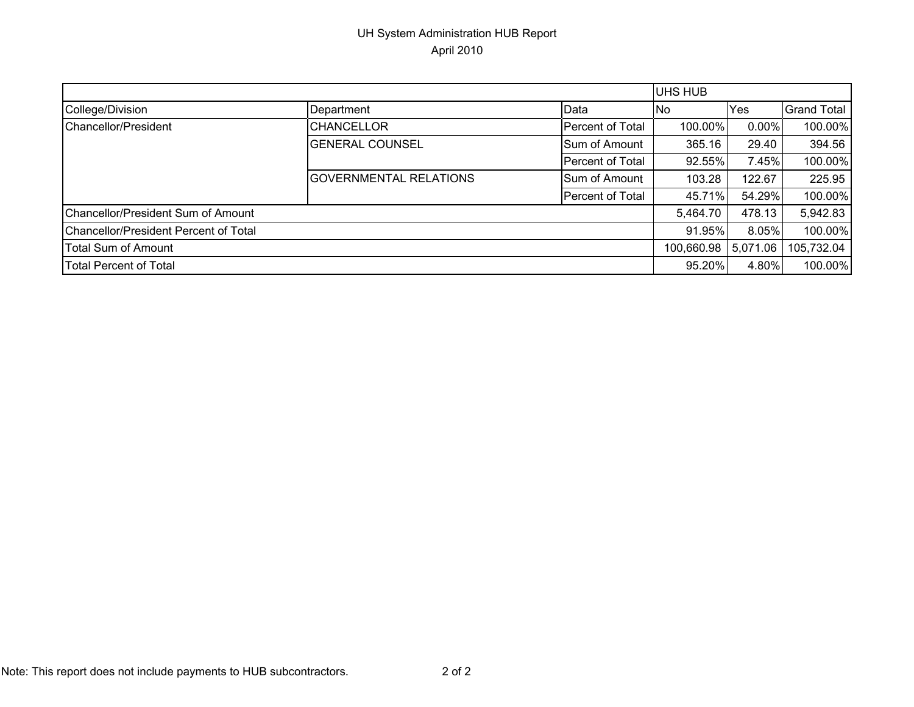UH System Administration HUB Report

April 2010

| | | | UHS HUB | | |
|---|---|---|---|---|---|
| College/Division | Department | Data | No | Yes | Grand Total |
| Chancellor/President | CHANCELLOR | Percent of Total | 100.00% | 0.00% | 100.00% |
| | GENERAL COUNSEL | Sum of Amount | 365.16 | 29.40 | 394.56 |
| | | Percent of Total | 92.55% | 7.45% | 100.00% |
| | GOVERNMENTAL RELATIONS | Sum of Amount | 103.28 | 122.67 | 225.95 |
| | | Percent of Total | 45.71% | 54.29% | 100.00% |
| Chancellor/President Sum of Amount | | | 5,464.70 | 478.13 | 5,942.83 |
| Chancellor/President Percent of Total | | | 91.95% | 8.05% | 100.00% |
| Total Sum of Amount | | | 100,660.98 | 5,071.06 | 105,732.04 |
| Total Percent of Total | | | 95.20% | 4.80% | 100.00% |

Note: This report does not include payments to HUB subcontractors.